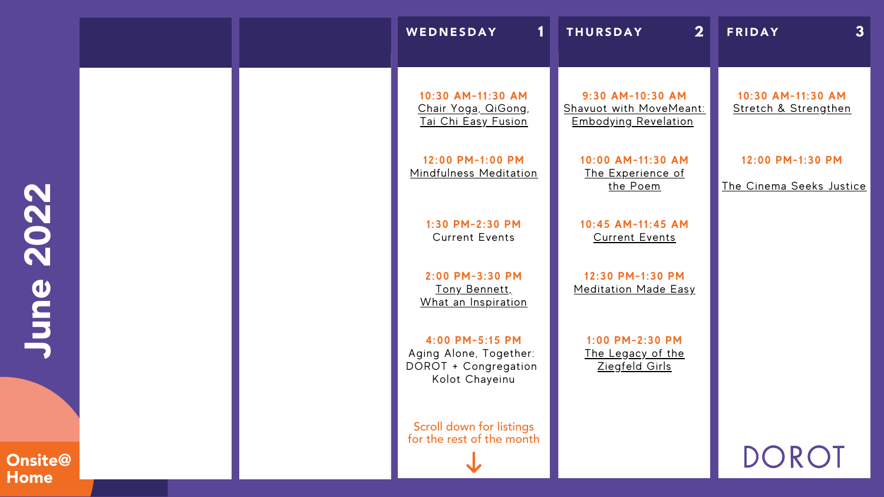# June 2022

## WEDNESDAY 1

**10:30 AM-11:30 AM**
Chair Yoga, QiGong, Tai Chi Easy Fusion

**12:00 PM-1:00 PM**
Mindfulness Meditation

**1:30 PM-2:30 PM**
Current Events

**2:00 PM-3:30 PM**
Tony Bennett, What an Inspiration

**4:00 PM-5:15 PM**
Aging Alone, Together: DOROT + Congregation Kolot Chayeinu

Scroll down for listings for the rest of the month ↓

## THURSDAY 2

**9:30 AM-10:30 AM**
Shavuot with MoveMeant: Embodying Revelation

**10:00 AM-11:30 AM**
The Experience of the Poem

**10:45 AM-11:45 AM**
Current Events

**12:30 PM-1:30 PM**
Meditation Made Easy

**1:00 PM-2:30 PM**
The Legacy of the Ziegfeld Girls

## FRIDAY 3

**10:30 AM-11:30 AM**
Stretch & Strengthen

**12:00 PM-1:30 PM**
The Cinema Seeks Justice

DOROT

Onsite@Home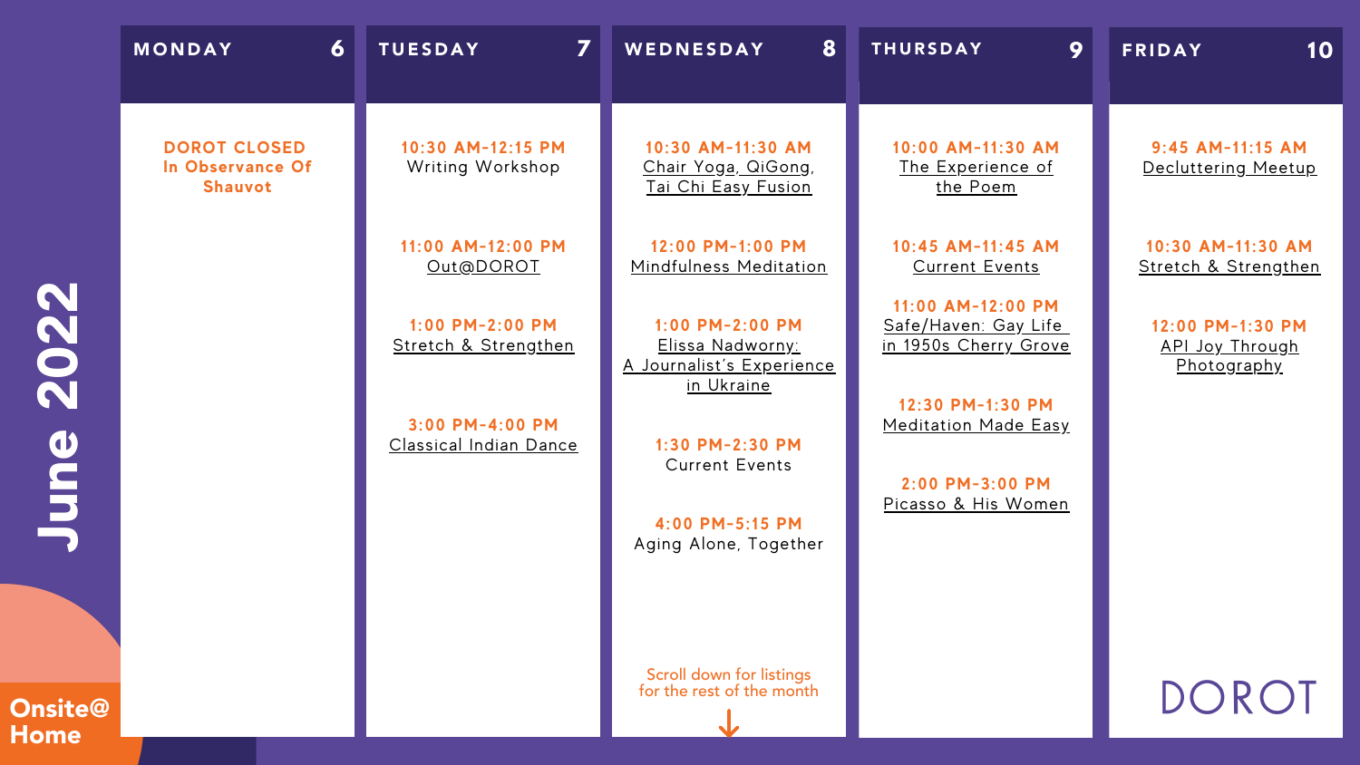# June 2022

## MONDAY 6

**DOROT CLOSED**
**In Observance Of Shauvot**

## TUESDAY 7

**10:30 AM-12:15 PM**
Writing Workshop

**11:00 AM-12:00 PM**
Out@DOROT

**1:00 PM-2:00 PM**
Stretch & Strengthen

**3:00 PM-4:00 PM**
Classical Indian Dance

## WEDNESDAY 8

**10:30 AM-11:30 AM**
Chair Yoga, QiGong, Tai Chi Easy Fusion

**12:00 PM-1:00 PM**
Mindfulness Meditation

**1:00 PM-2:00 PM**
Elissa Nadworny: A Journalist's Experience in Ukraine

**1:30 PM-2:30 PM**
Current Events

**4:00 PM-5:15 PM**
Aging Alone, Together

Scroll down for listings for the rest of the month

## THURSDAY 9

**10:00 AM-11:30 AM**
The Experience of the Poem

**10:45 AM-11:45 AM**
Current Events

**11:00 AM-12:00 PM**
Safe/Haven: Gay Life in 1950s Cherry Grove

**12:30 PM-1:30 PM**
Meditation Made Easy

**2:00 PM-3:00 PM**
Picasso & His Women

## FRIDAY 10

**9:45 AM-11:15 AM**
Decluttering Meetup

**10:30 AM-11:30 AM**
Stretch & Strengthen

**12:00 PM-1:30 PM**
API Joy Through Photography

Onsite@Home

DOROT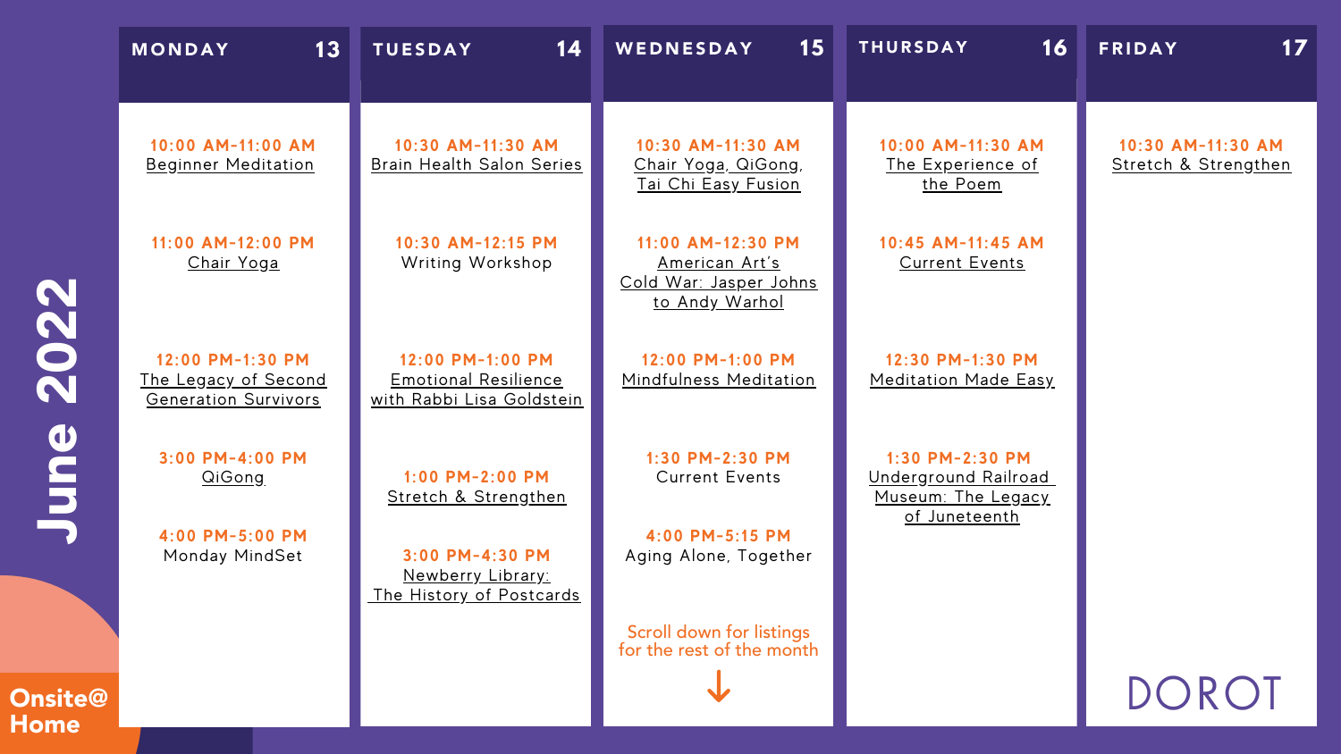# June 2022

| MONDAY 13 | TUESDAY 14 | WEDNESDAY 15 | THURSDAY 16 | FRIDAY 17 |
|---|---|---|---|---|
| **10:00 AM-11:00 AM** Beginner Meditation | **10:30 AM-11:30 AM** Brain Health Salon Series | **10:30 AM-11:30 AM** Chair Yoga, QiGong, Tai Chi Easy Fusion | **10:00 AM-11:30 AM** The Experience of the Poem | **10:30 AM-11:30 AM** Stretch & Strengthen |
| **11:00 AM-12:00 PM** Chair Yoga | **10:30 AM-12:15 PM** Writing Workshop | **11:00 AM-12:30 PM** American Art's Cold War: Jasper Johns to Andy Warhol | **10:45 AM-11:45 AM** Current Events | |
| **12:00 PM-1:30 PM** The Legacy of Second Generation Survivors | **12:00 PM-1:00 PM** Emotional Resilience with Rabbi Lisa Goldstein | **12:00 PM-1:00 PM** Mindfulness Meditation | **12:30 PM-1:30 PM** Meditation Made Easy | |
| **3:00 PM-4:00 PM** QiGong | **1:00 PM-2:00 PM** Stretch & Strengthen | **1:30 PM-2:30 PM** Current Events | **1:30 PM-2:30 PM** Underground Railroad Museum: The Legacy of Juneteenth | |
| **4:00 PM-5:00 PM** Monday MindSet | **3:00 PM-4:30 PM** Newberry Library: The History of Postcards | **4:00 PM-5:15 PM** Aging Alone, Together | | |

Scroll down for listings for the rest of the month ↓

Onsite@Home

DOROT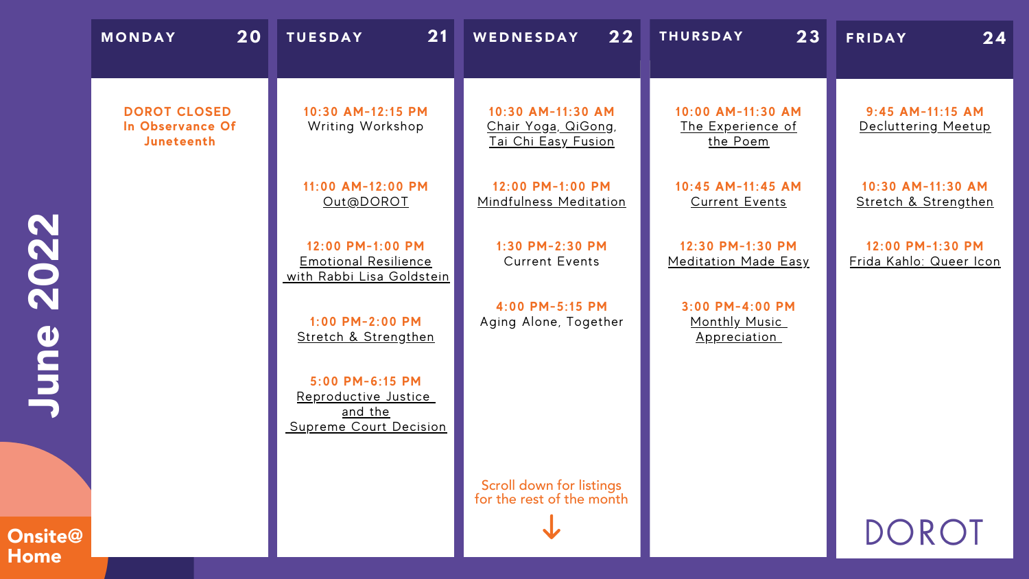# June 2022

| MONDAY 20 | TUESDAY 21 | WEDNESDAY 22 | THURSDAY 23 | FRIDAY 24 |
|---|---|---|---|---|
| **DOROT CLOSED In Observance Of Juneteenth** | **10:30 AM-12:15 PM** Writing Workshop | **10:30 AM-11:30 AM** Chair Yoga, QiGong, Tai Chi Easy Fusion | **10:00 AM-11:30 AM** The Experience of the Poem | **9:45 AM-11:15 AM** Decluttering Meetup |
| | **11:00 AM-12:00 PM** Out@DOROT | **12:00 PM-1:00 PM** Mindfulness Meditation | **10:45 AM-11:45 AM** Current Events | **10:30 AM-11:30 AM** Stretch & Strengthen |
| | **12:00 PM-1:00 PM** Emotional Resilience with Rabbi Lisa Goldstein | **1:30 PM-2:30 PM** Current Events | **12:30 PM-1:30 PM** Meditation Made Easy | **12:00 PM-1:30 PM** Frida Kahlo: Queer Icon |
| | **1:00 PM-2:00 PM** Stretch & Strengthen | **4:00 PM-5:15 PM** Aging Alone, Together | **3:00 PM-4:00 PM** Monthly Music Appreciation | |
| | **5:00 PM-6:15 PM** Reproductive Justice and the Supreme Court Decision | | | |

Scroll down for listings for the rest of the month ↓

Onsite@Home

DOROT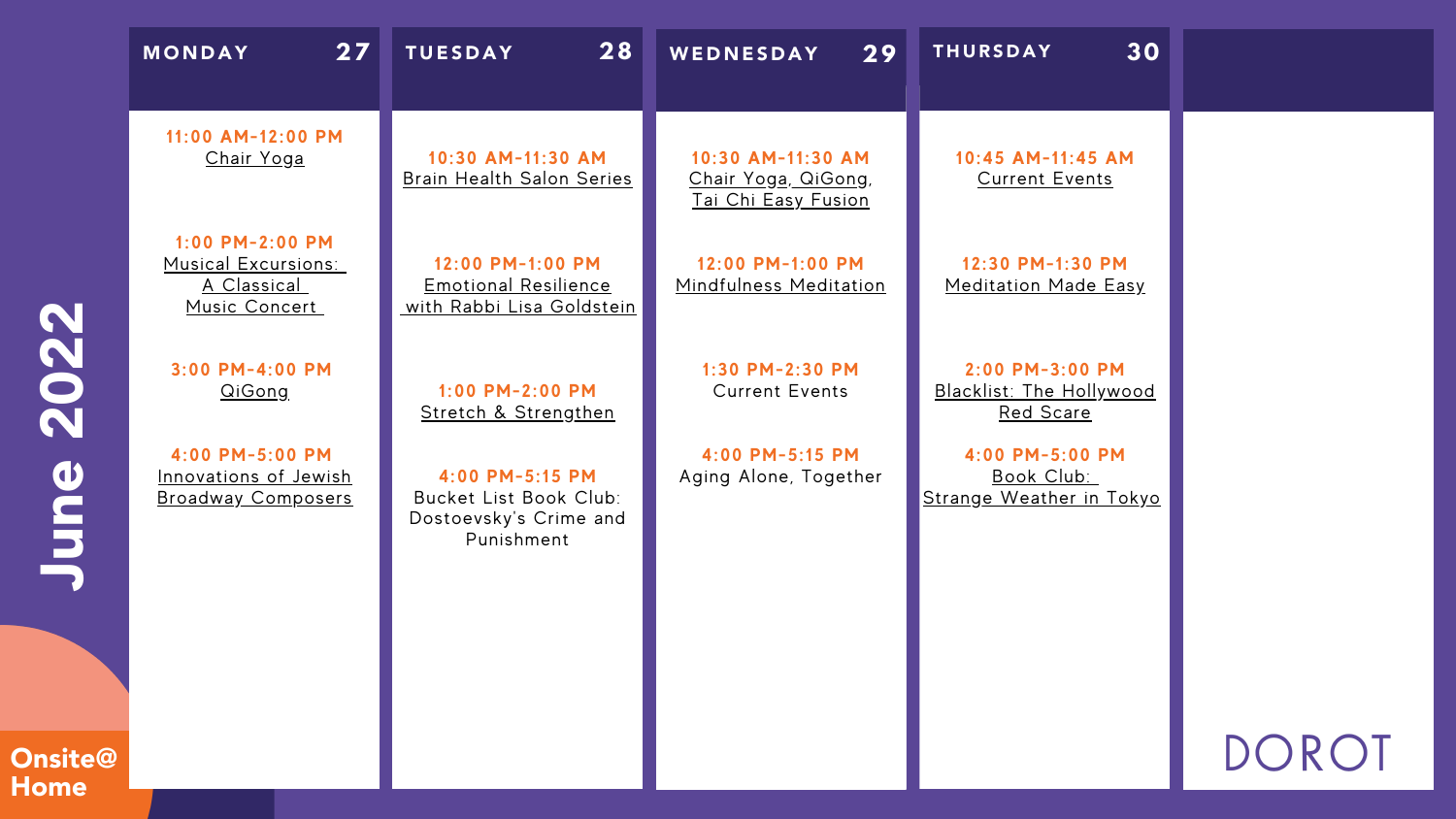# June 2022

| MONDAY 27 | TUESDAY 28 | WEDNESDAY 29 | THURSDAY 30 | |
|---|---|---|---|---|
| **11:00 AM-12:00 PM** Chair Yoga | **10:30 AM-11:30 AM** Brain Health Salon Series | **10:30 AM-11:30 AM** Chair Yoga, QiGong, Tai Chi Easy Fusion | **10:45 AM-11:45 AM** Current Events | |
| **1:00 PM-2:00 PM** Musical Excursions: A Classical Music Concert | **12:00 PM-1:00 PM** Emotional Resilience with Rabbi Lisa Goldstein | **12:00 PM-1:00 PM** Mindfulness Meditation | **12:30 PM-1:30 PM** Meditation Made Easy | |
| **3:00 PM-4:00 PM** QiGong | **1:00 PM-2:00 PM** Stretch & Strengthen | **1:30 PM-2:30 PM** Current Events | **2:00 PM-3:00 PM** Blacklist: The Hollywood Red Scare | |
| **4:00 PM-5:00 PM** Innovations of Jewish Broadway Composers | **4:00 PM-5:15 PM** Bucket List Book Club: Dostoevsky's Crime and Punishment | **4:00 PM-5:15 PM** Aging Alone, Together | **4:00 PM-5:00 PM** Book Club: Strange Weather in Tokyo | |

Onsite@Home

DOROT